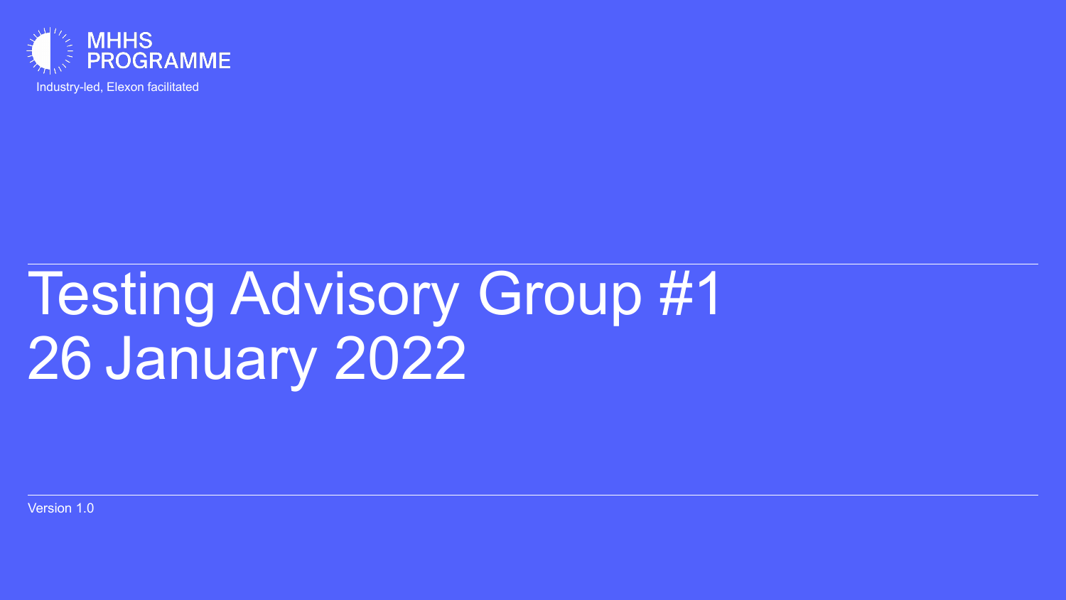MHHS PROGRAMME

Industry-led, Elexon facilitated

# Testing Advisory Group #1
# 26 January 2022

Version 1.0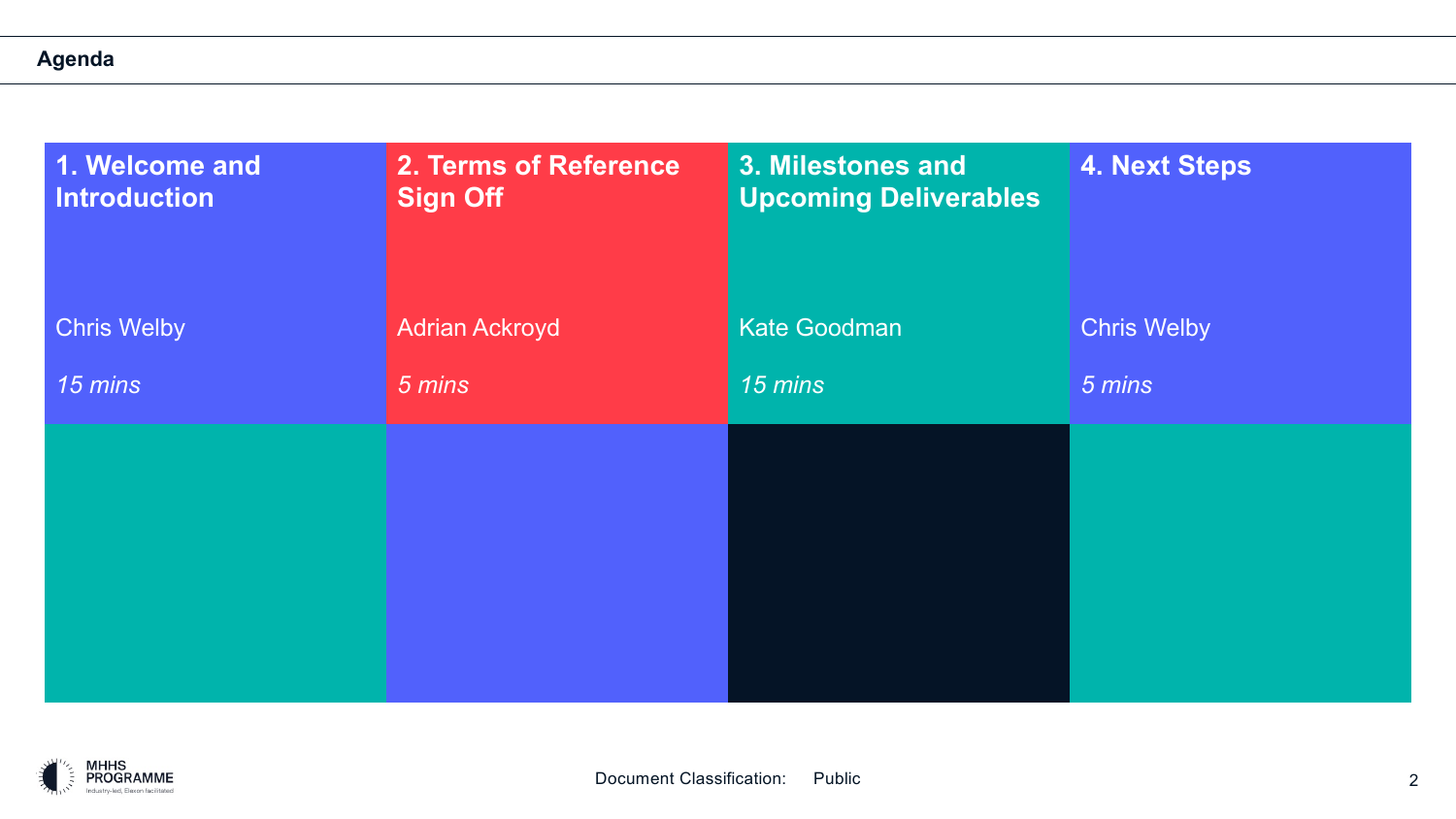## Agenda

| 1. Welcome and Introduction | 2. Terms of Reference Sign Off | 3. Milestones and Upcoming Deliverables | 4. Next Steps |
|---|---|---|---|
| Chris Welby | Adrian Ackroyd | Kate Goodman | Chris Welby |
| *15 mins* | *5 mins* | *15 mins* | *5 mins* |

Document Classification: Public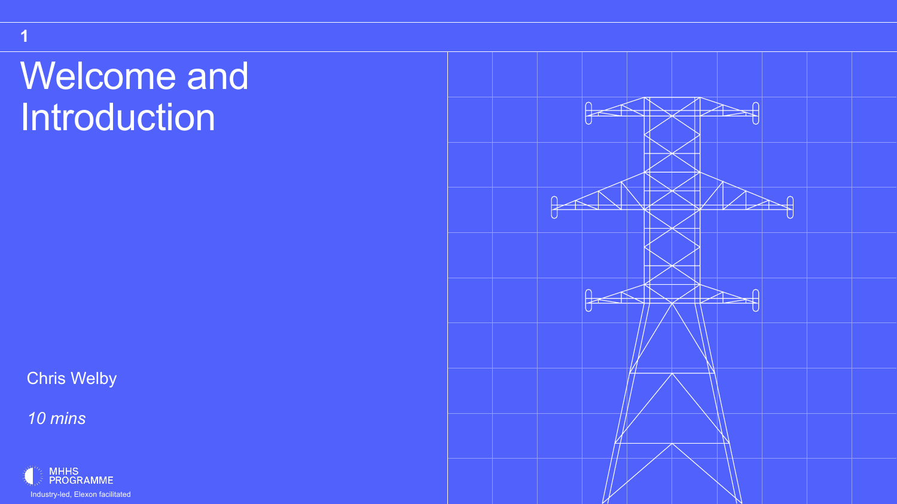1

# Welcome and Introduction

Chris Welby

*10 mins*

MHHS PROGRAMME

Industry-led, Elexon facilitated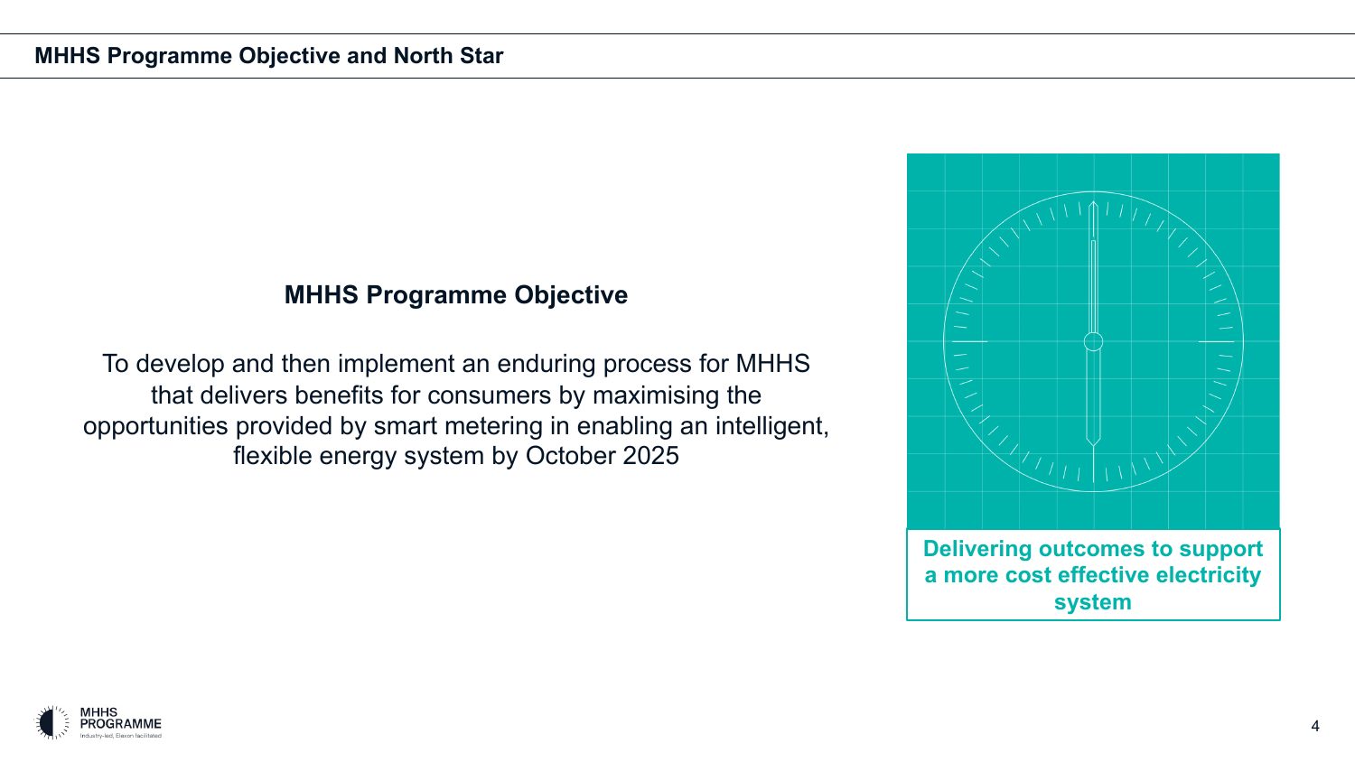## MHHS Programme Objective and North Star

### MHHS Programme Objective

To develop and then implement an enduring process for MHHS that delivers benefits for consumers by maximising the opportunities provided by smart metering in enabling an intelligent, flexible energy system by October 2025

**Delivering outcomes to support a more cost effective electricity system**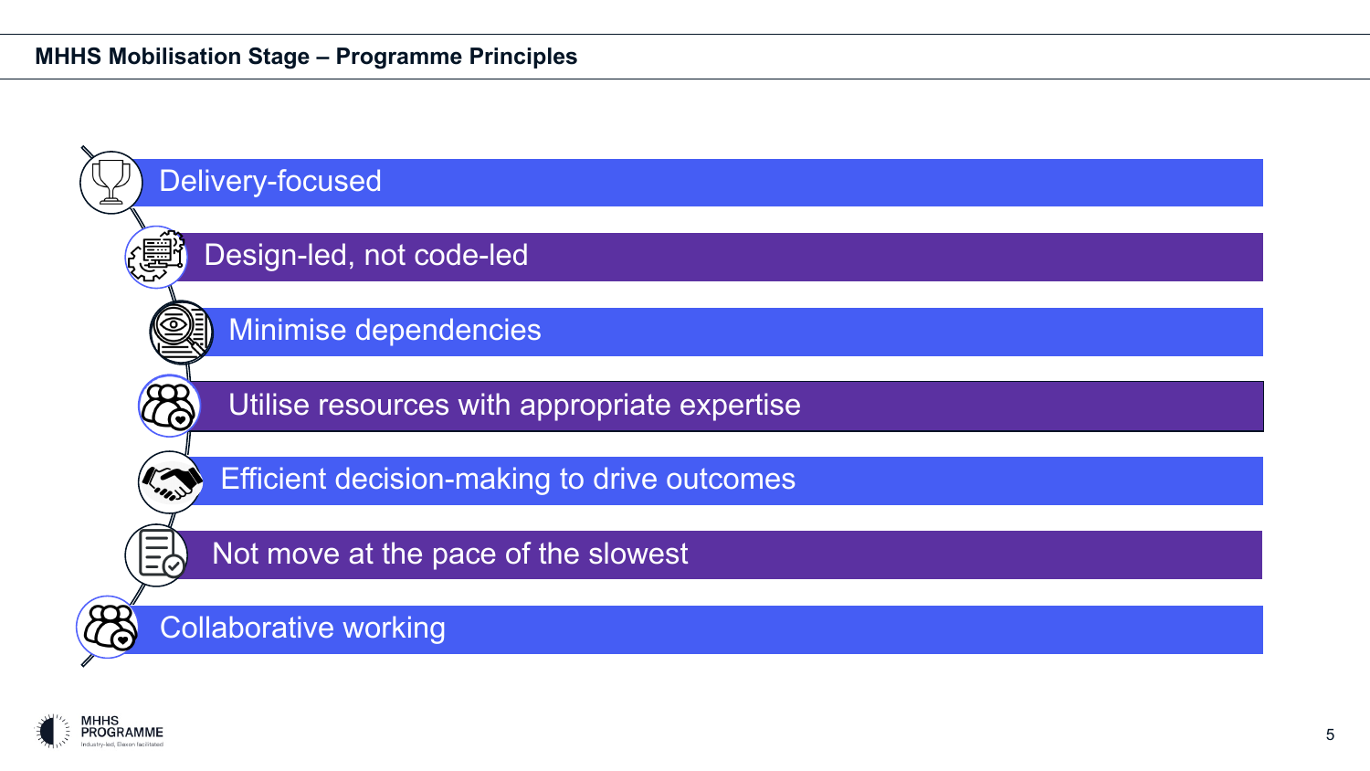# MHHS Mobilisation Stage – Programme Principles

- Delivery-focused
- Design-led, not code-led
- Minimise dependencies
- Utilise resources with appropriate expertise
- Efficient decision-making to drive outcomes
- Not move at the pace of the slowest
- Collaborative working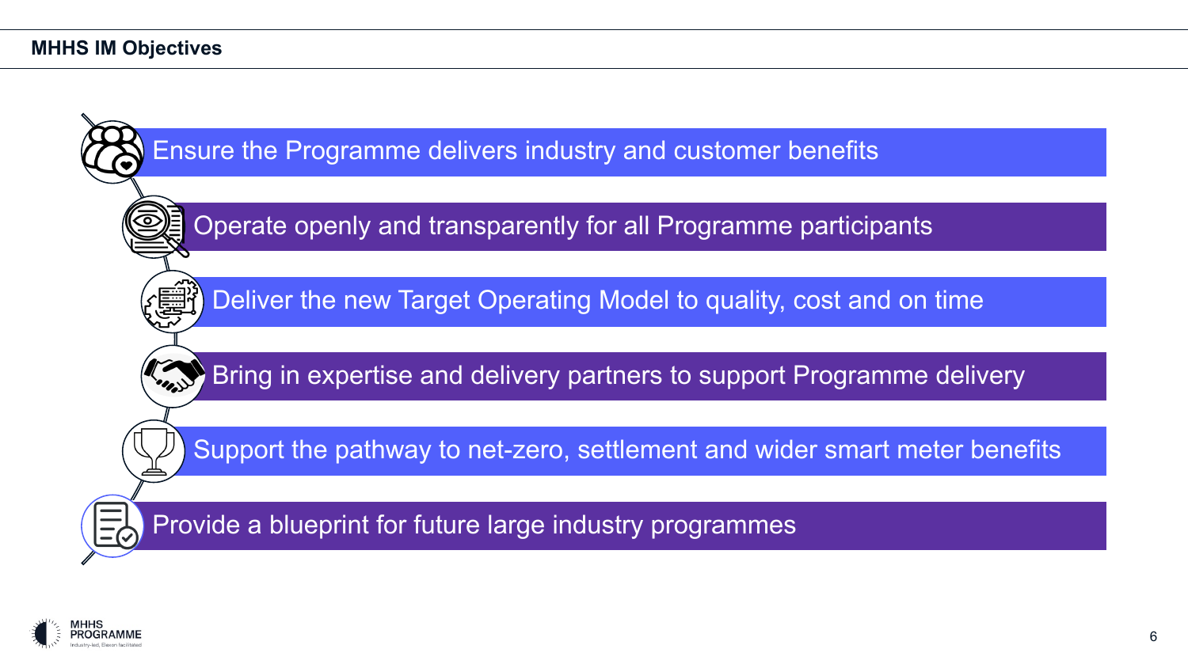## MHHS IM Objectives

- Ensure the Programme delivers industry and customer benefits
- Operate openly and transparently for all Programme participants
- Deliver the new Target Operating Model to quality, cost and on time
- Bring in expertise and delivery partners to support Programme delivery
- Support the pathway to net-zero, settlement and wider smart meter benefits
- Provide a blueprint for future large industry programmes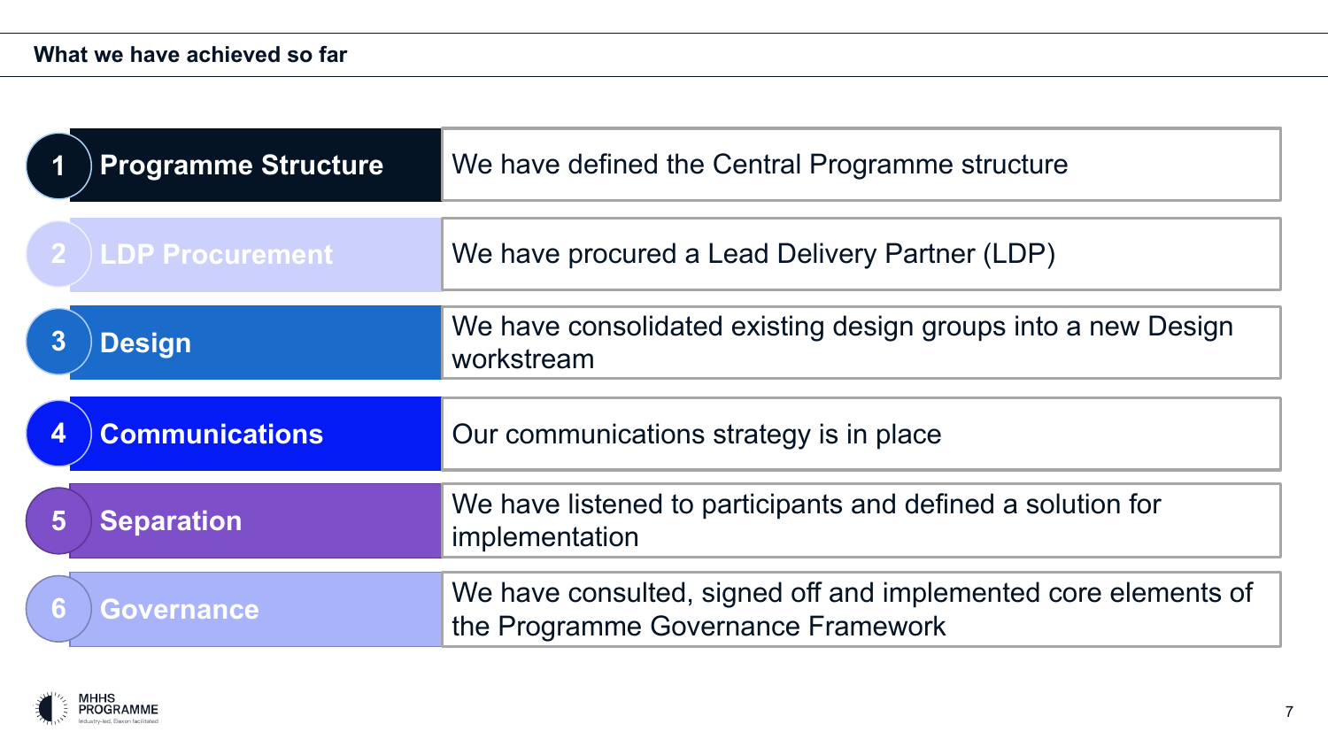## What we have achieved so far

| # | Area | Achievement |
|---|---|---|
| 1 | **Programme Structure** | We have defined the Central Programme structure |
| 2 | **LDP Procurement** | We have procured a Lead Delivery Partner (LDP) |
| 3 | **Design** | We have consolidated existing design groups into a new Design workstream |
| 4 | **Communications** | Our communications strategy is in place |
| 5 | **Separation** | We have listened to participants and defined a solution for implementation |
| 6 | **Governance** | We have consulted, signed off and implemented core elements of the Programme Governance Framework |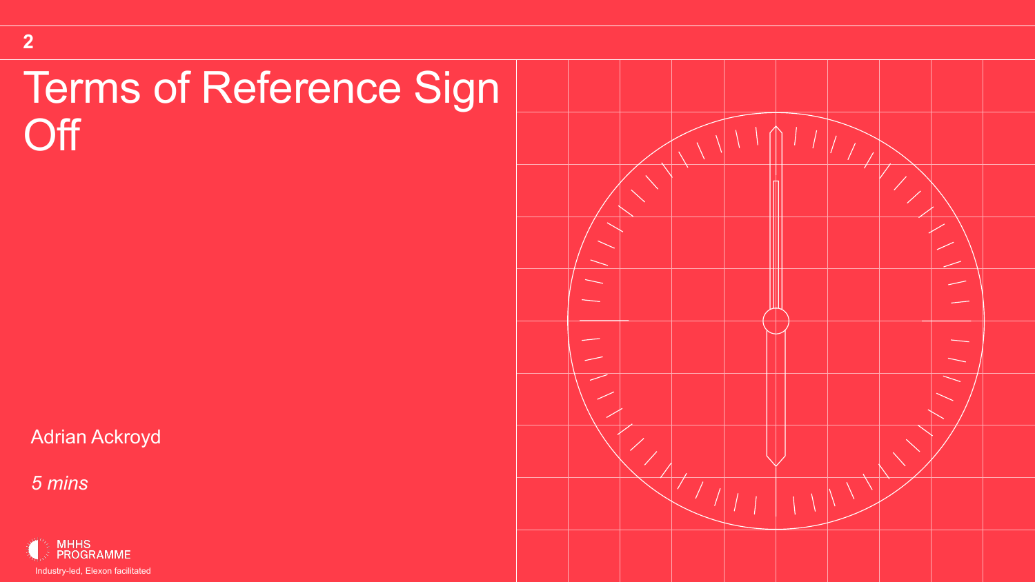# Terms of Reference Sign Off

Adrian Ackroyd

*5 mins*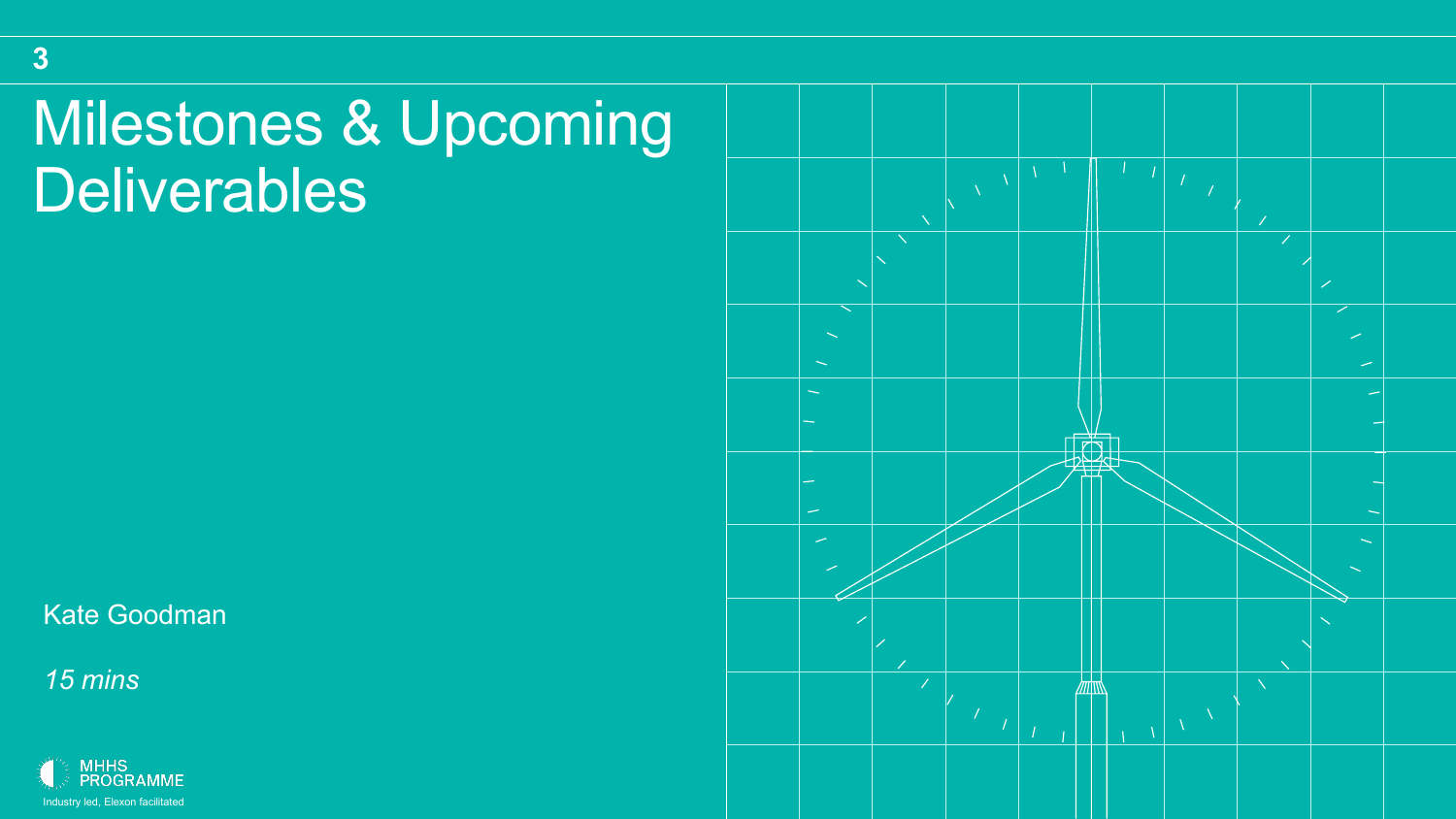3

# Milestones & Upcoming Deliverables

Kate Goodman

*15 mins*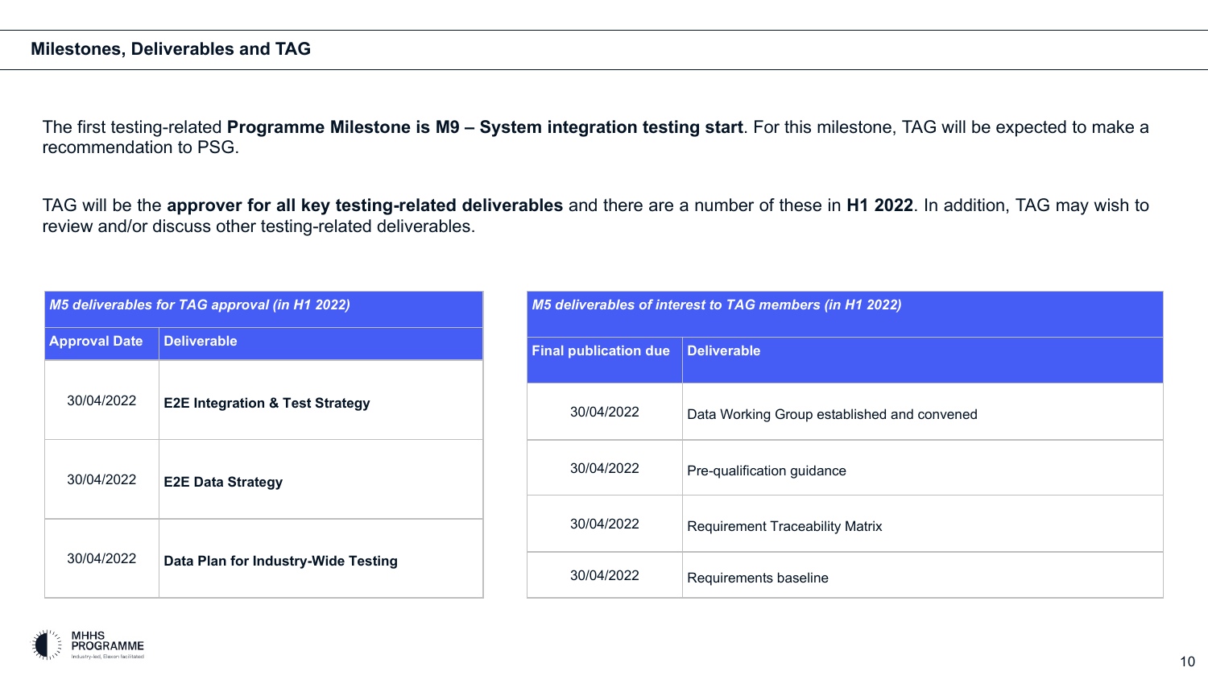## Milestones, Deliverables and TAG

The first testing-related **Programme Milestone is M9 – System integration testing start**. For this milestone, TAG will be expected to make a recommendation to PSG.

TAG will be the **approver for all key testing-related deliverables** and there are a number of these in **H1 2022**. In addition, TAG may wish to review and/or discuss other testing-related deliverables.

| ***M5 deliverables for TAG approval (in H1 2022)*** | |
|---|---|
| **Approval Date** | **Deliverable** |
| 30/04/2022 | **E2E Integration & Test Strategy** |
| 30/04/2022 | **E2E Data Strategy** |
| 30/04/2022 | **Data Plan for Industry-Wide Testing** |

| ***M5 deliverables of interest to TAG members (in H1 2022)*** | |
|---|---|
| **Final publication due** | **Deliverable** |
| 30/04/2022 | Data Working Group established and convened |
| 30/04/2022 | Pre-qualification guidance |
| 30/04/2022 | Requirement Traceability Matrix |
| 30/04/2022 | Requirements baseline |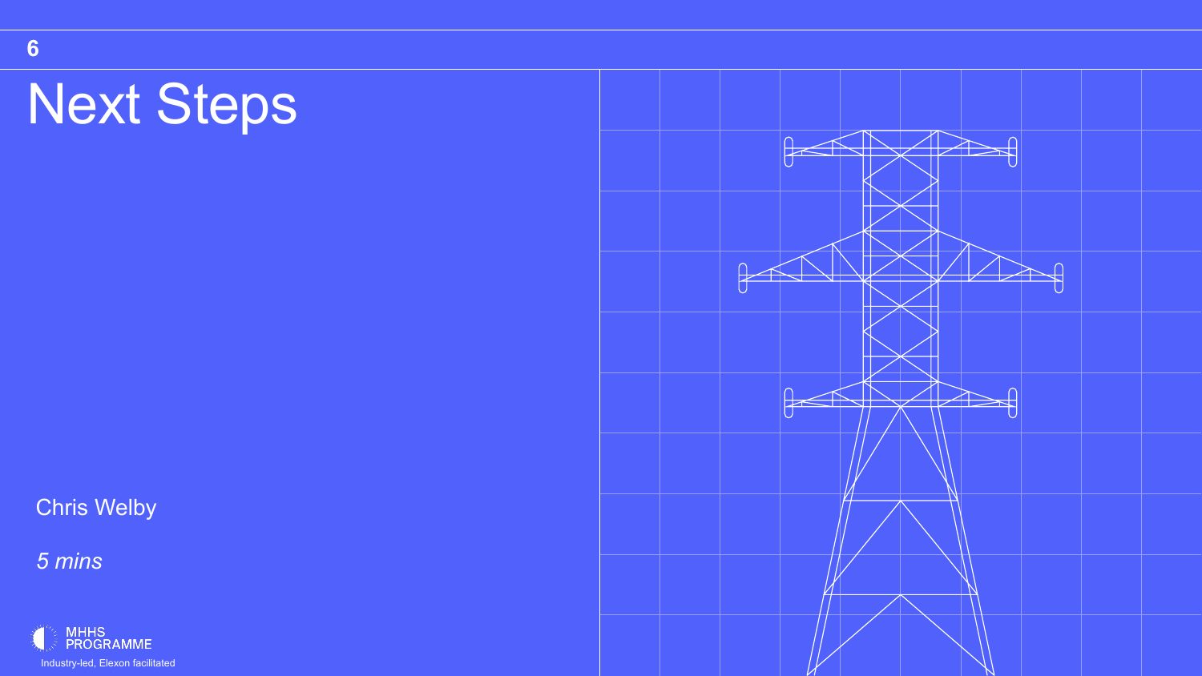6

# Next Steps

Chris Welby

*5 mins*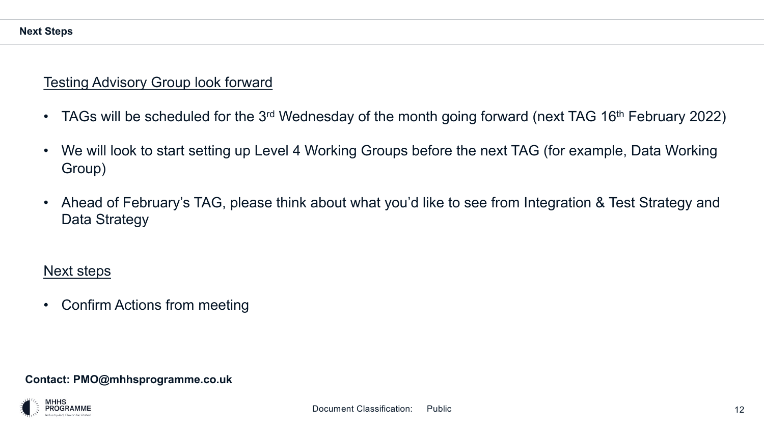# Next Steps

## Testing Advisory Group look forward

- TAGs will be scheduled for the 3rd Wednesday of the month going forward (next TAG 16th February 2022)
- We will look to start setting up Level 4 Working Groups before the next TAG (for example, Data Working Group)
- Ahead of February's TAG, please think about what you'd like to see from Integration & Test Strategy and Data Strategy

## Next steps

- Confirm Actions from meeting

**Contact: PMO@mhhsprogramme.co.uk**

Document Classification: Public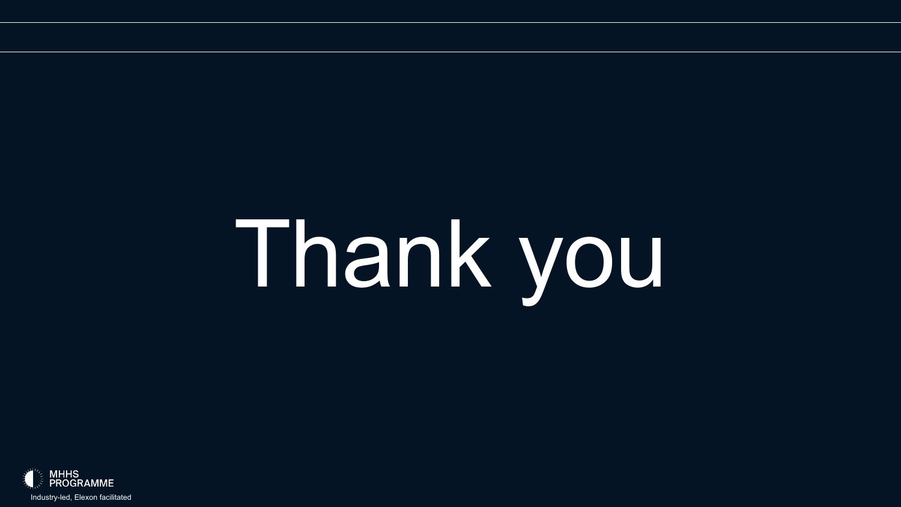# Thank you

MHHS PROGRAMME

Industry-led, Elexon facilitated